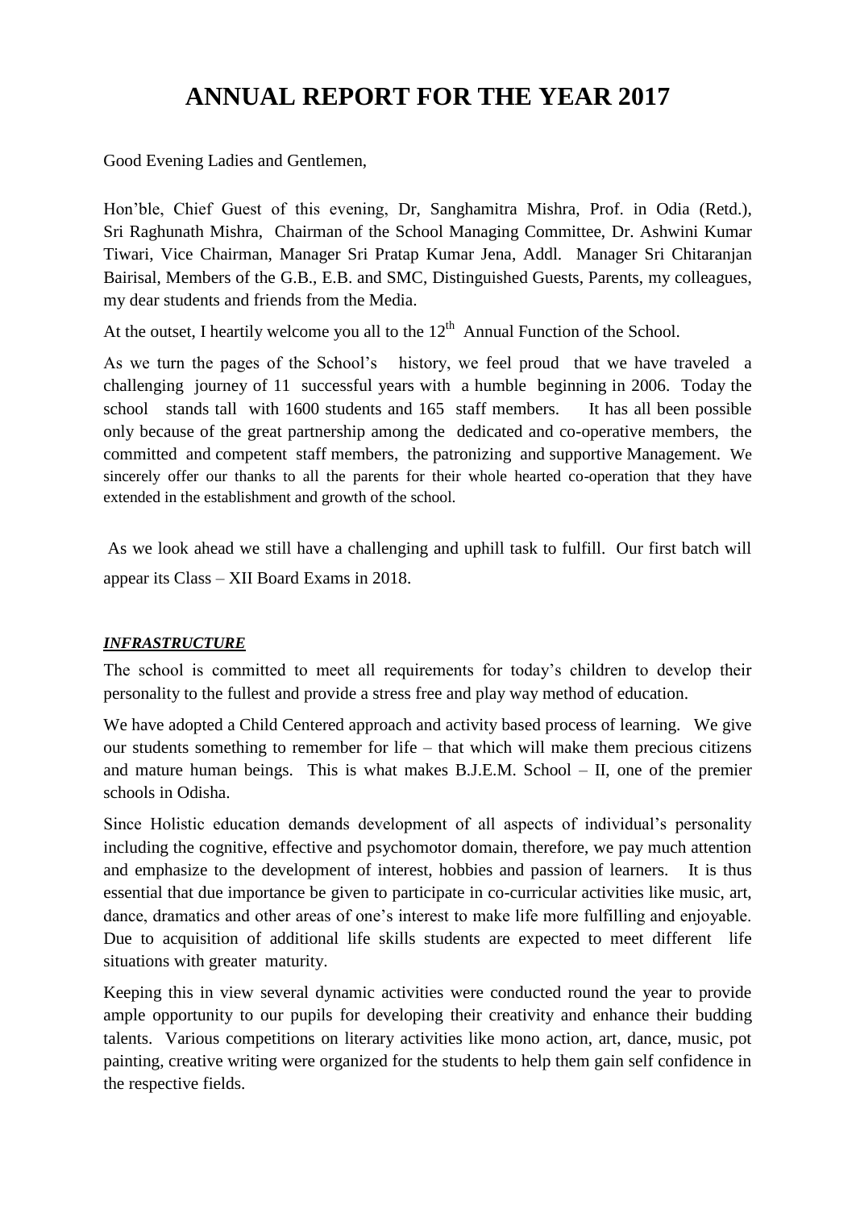# ANNUAL REPORT FOR THE YEAR 2017

Good Evening Ladies and Gentlemen,

Hon'ble, Chief Guest of this evening, Dr, Sanghamitra Mishra, Prof. in Odia (Retd.), Sri Raghunath Mishra, Chairman of the School Managing Committee, Dr. Ashwini Kumar Tiwari, Vice Chairman, Manager Sri Pratap Kumar Jena, Addl. Manager Sri Chitaranjan Bairisal, Members of the G.B., E.B. and SMC, Distinguished Guests, Parents, my colleagues, my dear students and friends from the Media.

At the outset, I heartily welcome you all to the 12th Annual Function of the School.

As we turn the pages of the School's history, we feel proud that we have traveled a challenging journey of 11 successful years with a humble beginning in 2006. Today the school stands tall with 1600 students and 165 staff members. It has all been possible only because of the great partnership among the dedicated and co-operative members, the committed and competent staff members, the patronizing and supportive Management. We sincerely offer our thanks to all the parents for their whole hearted co-operation that they have extended in the establishment and growth of the school.

As we look ahead we still have a challenging and uphill task to fulfill. Our first batch will appear its Class – XII Board Exams in 2018.

***INFRASTRUCTURE***

The school is committed to meet all requirements for today's children to develop their personality to the fullest and provide a stress free and play way method of education.

We have adopted a Child Centered approach and activity based process of learning. We give our students something to remember for life – that which will make them precious citizens and mature human beings. This is what makes B.J.E.M. School – II, one of the premier schools in Odisha.

Since Holistic education demands development of all aspects of individual's personality including the cognitive, effective and psychomotor domain, therefore, we pay much attention and emphasize to the development of interest, hobbies and passion of learners. It is thus essential that due importance be given to participate in co-curricular activities like music, art, dance, dramatics and other areas of one's interest to make life more fulfilling and enjoyable. Due to acquisition of additional life skills students are expected to meet different life situations with greater maturity.

Keeping this in view several dynamic activities were conducted round the year to provide ample opportunity to our pupils for developing their creativity and enhance their budding talents. Various competitions on literary activities like mono action, art, dance, music, pot painting, creative writing were organized for the students to help them gain self confidence in the respective fields.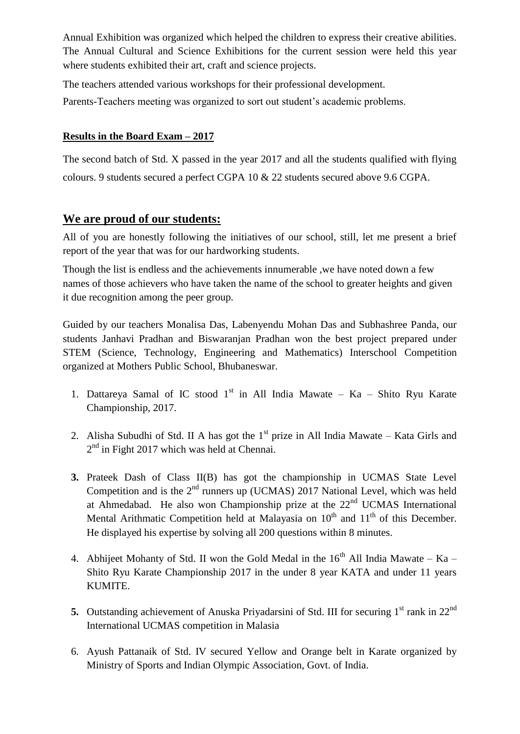Annual Exhibition was organized which helped the children to express their creative abilities. The Annual Cultural and Science Exhibitions for the current session were held this year where students exhibited their art, craft and science projects.

The teachers attended various workshops for their professional development.

Parents-Teachers meeting was organized to sort out student's academic problems.

**Results in the Board Exam – 2017**

The second batch of Std. X passed in the year 2017 and all the students qualified with flying colours. 9 students secured a perfect CGPA 10 & 22 students secured above 9.6 CGPA.

## We are proud of our students:

All of you are honestly following the initiatives of our school, still, let me present a brief report of the year that was for our hardworking students.

Though the list is endless and the achievements innumerable ,we have noted down a few names of those achievers who have taken the name of the school to greater heights and given it due recognition among the peer group.

Guided by our teachers Monalisa Das, Labenyendu Mohan Das and Subhashree Panda, our students Janhavi Pradhan and Biswaranjan Pradhan won the best project prepared under STEM (Science, Technology, Engineering and Mathematics) Interschool Competition organized at Mothers Public School, Bhubaneswar.

1. Dattareya Samal of IC stood 1st in All India Mawate – Ka – Shito Ryu Karate Championship, 2017.

2. Alisha Subudhi of Std. II A has got the 1st prize in All India Mawate – Kata Girls and 2nd in Fight 2017 which was held at Chennai.

3. Prateek Dash of Class II(B) has got the championship in UCMAS State Level Competition and is the 2nd runners up (UCMAS) 2017 National Level, which was held at Ahmedabad. He also won Championship prize at the 22nd UCMAS International Mental Arithmatic Competition held at Malayasia on 10th and 11th of this December. He displayed his expertise by solving all 200 questions within 8 minutes.

4. Abhijeet Mohanty of Std. II won the Gold Medal in the 16th All India Mawate – Ka – Shito Ryu Karate Championship 2017 in the under 8 year KATA and under 11 years KUMITE.

5. Outstanding achievement of Anuska Priyadarsini of Std. III for securing 1st rank in 22nd International UCMAS competition in Malasia

6. Ayush Pattanaik of Std. IV secured Yellow and Orange belt in Karate organized by Ministry of Sports and Indian Olympic Association, Govt. of India.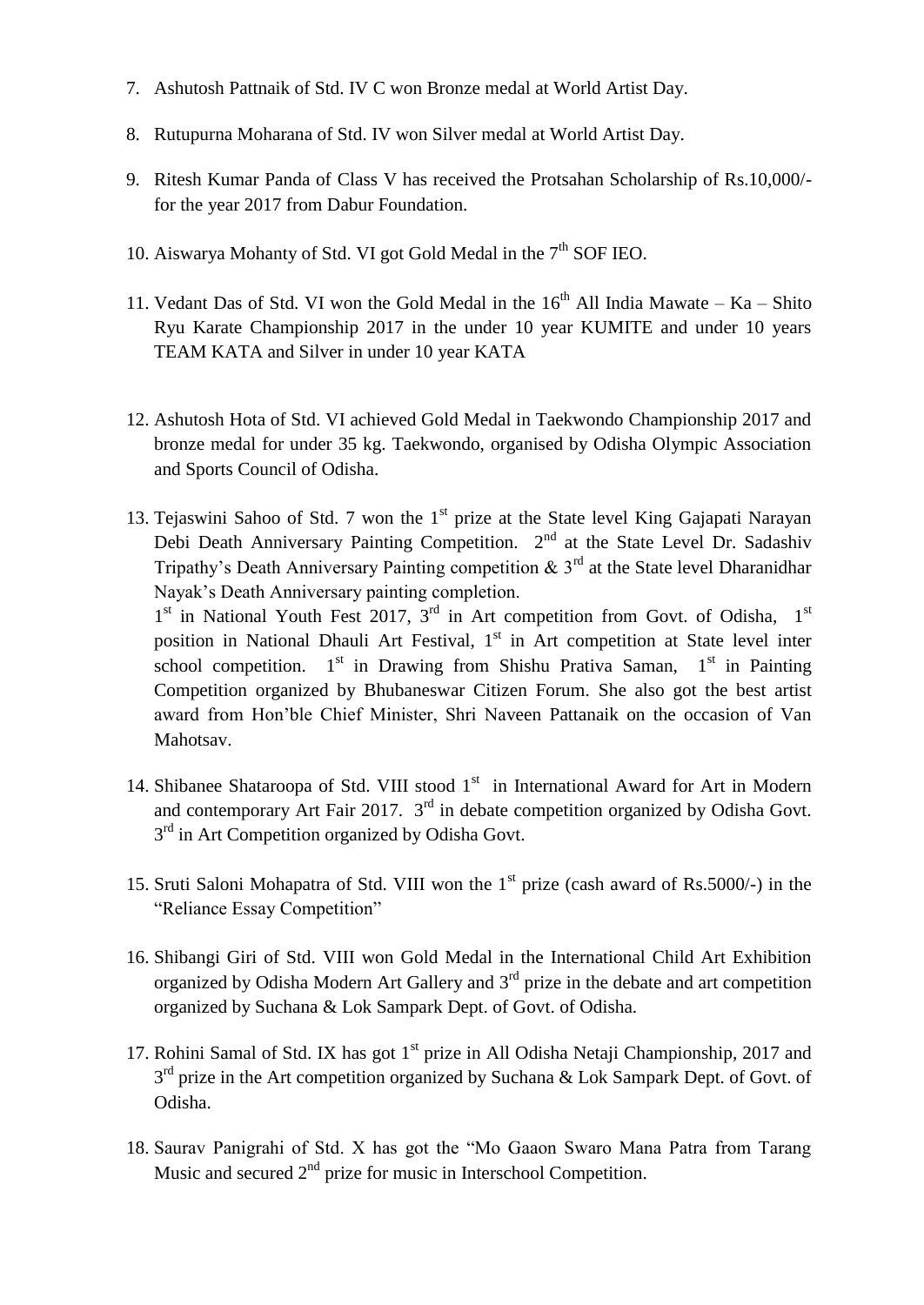7. Ashutosh Pattnaik of Std. IV C won Bronze medal at World Artist Day.

8. Rutupurna Moharana of Std. IV won Silver medal at World Artist Day.

9. Ritesh Kumar Panda of Class V has received the Protsahan Scholarship of Rs.10,000/- for the year 2017 from Dabur Foundation.

10. Aiswarya Mohanty of Std. VI got Gold Medal in the 7th SOF IEO.

11. Vedant Das of Std. VI won the Gold Medal in the 16th All India Mawate – Ka – Shito Ryu Karate Championship 2017 in the under 10 year KUMITE and under 10 years TEAM KATA and Silver in under 10 year KATA

12. Ashutosh Hota of Std. VI achieved Gold Medal in Taekwondo Championship 2017 and bronze medal for under 35 kg. Taekwondo, organised by Odisha Olympic Association and Sports Council of Odisha.

13. Tejaswini Sahoo of Std. 7 won the 1st prize at the State level King Gajapati Narayan Debi Death Anniversary Painting Competition. 2nd at the State Level Dr. Sadashiv Tripathy's Death Anniversary Painting competition & 3rd at the State level Dharanidhar Nayak's Death Anniversary painting completion.
    1st in National Youth Fest 2017, 3rd in Art competition from Govt. of Odisha, 1st position in National Dhauli Art Festival, 1st in Art competition at State level inter school competition. 1st in Drawing from Shishu Prativa Saman, 1st in Painting Competition organized by Bhubaneswar Citizen Forum. She also got the best artist award from Hon'ble Chief Minister, Shri Naveen Pattanaik on the occasion of Van Mahotsav.

14. Shibanee Shataroopa of Std. VIII stood 1st in International Award for Art in Modern and contemporary Art Fair 2017. 3rd in debate competition organized by Odisha Govt. 3rd in Art Competition organized by Odisha Govt.

15. Sruti Saloni Mohapatra of Std. VIII won the 1st prize (cash award of Rs.5000/-) in the "Reliance Essay Competition"

16. Shibangi Giri of Std. VIII won Gold Medal in the International Child Art Exhibition organized by Odisha Modern Art Gallery and 3rd prize in the debate and art competition organized by Suchana & Lok Sampark Dept. of Govt. of Odisha.

17. Rohini Samal of Std. IX has got 1st prize in All Odisha Netaji Championship, 2017 and 3rd prize in the Art competition organized by Suchana & Lok Sampark Dept. of Govt. of Odisha.

18. Saurav Panigrahi of Std. X has got the "Mo Gaaon Swaro Mana Patra from Tarang Music and secured 2nd prize for music in Interschool Competition.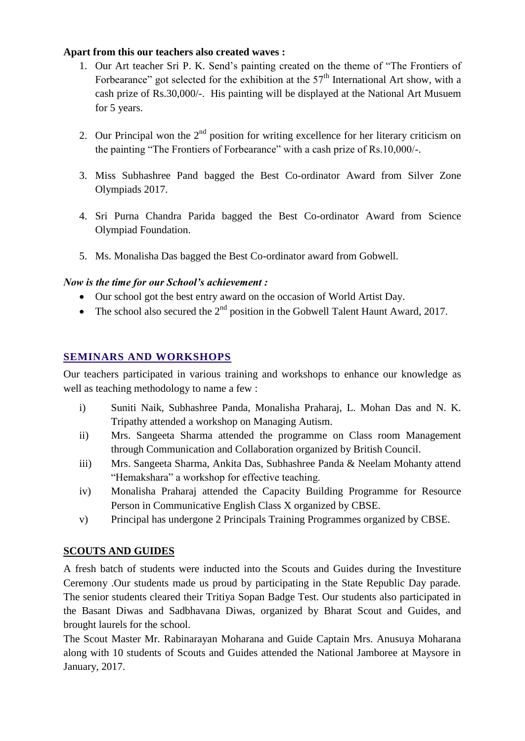**Apart from this our teachers also created waves :**

1. Our Art teacher Sri P. K. Send's painting created on the theme of "The Frontiers of Forbearance" got selected for the exhibition at the 57th International Art show, with a cash prize of Rs.30,000/-. His painting will be displayed at the National Art Musuem for 5 years.

2. Our Principal won the 2nd position for writing excellence for her literary criticism on the painting "The Frontiers of Forbearance" with a cash prize of Rs.10,000/-.

3. Miss Subhashree Pand bagged the Best Co-ordinator Award from Silver Zone Olympiads 2017.

4. Sri Purna Chandra Parida bagged the Best Co-ordinator Award from Science Olympiad Foundation.

5. Ms. Monalisha Das bagged the Best Co-ordinator award from Gobwell.

***Now is the time for our School's achievement :***

- Our school got the best entry award on the occasion of World Artist Day.
- The school also secured the 2nd position in the Gobwell Talent Haunt Award, 2017.

## SEMINARS AND WORKSHOPS

Our teachers participated in various training and workshops to enhance our knowledge as well as teaching methodology to name a few :

i) Suniti Naik, Subhashree Panda, Monalisha Praharaj, L. Mohan Das and N. K. Tripathy attended a workshop on Managing Autism.

ii) Mrs. Sangeeta Sharma attended the programme on Class room Management through Communication and Collaboration organized by British Council.

iii) Mrs. Sangeeta Sharma, Ankita Das, Subhashree Panda & Neelam Mohanty attend "Hemakshara" a workshop for effective teaching.

iv) Monalisha Praharaj attended the Capacity Building Programme for Resource Person in Communicative English Class X organized by CBSE.

v) Principal has undergone 2 Principals Training Programmes organized by CBSE.

## SCOUTS AND GUIDES

A fresh batch of students were inducted into the Scouts and Guides during the Investiture Ceremony .Our students made us proud by participating in the State Republic Day parade. The senior students cleared their Tritiya Sopan Badge Test. Our students also participated in the Basant Diwas and Sadbhavana Diwas, organized by Bharat Scout and Guides, and brought laurels for the school.

The Scout Master Mr. Rabinarayan Moharana and Guide Captain Mrs. Anusuya Moharana along with 10 students of Scouts and Guides attended the National Jamboree at Maysore in January, 2017.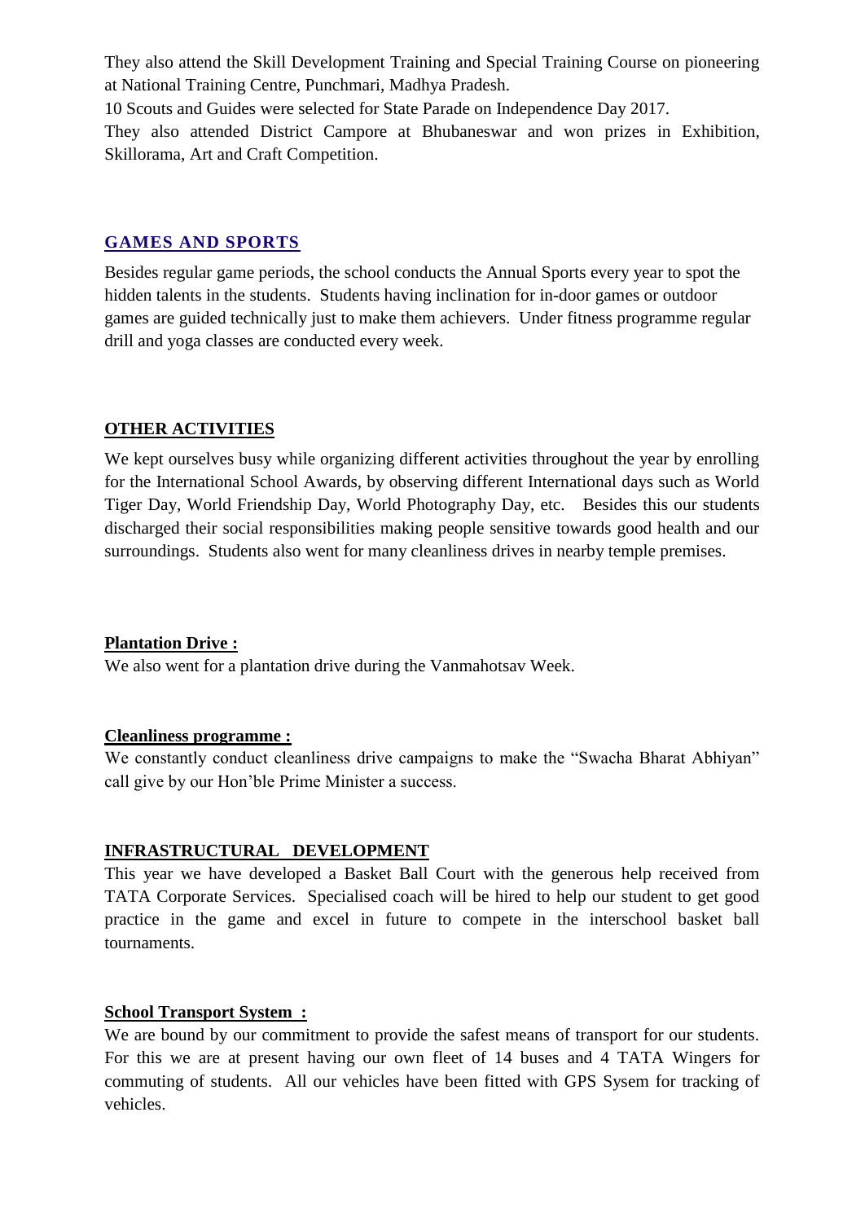They also attend the Skill Development Training and Special Training Course on pioneering at National Training Centre, Punchmari, Madhya Pradesh.

10 Scouts and Guides were selected for State Parade on Independence Day 2017.

They also attended District Campore at Bhubaneswar and won prizes in Exhibition, Skillorama, Art and Craft Competition.

## GAMES AND SPORTS

Besides regular game periods, the school conducts the Annual Sports every year to spot the hidden talents in the students. Students having inclination for in-door games or outdoor games are guided technically just to make them achievers. Under fitness programme regular drill and yoga classes are conducted every week.

## OTHER ACTIVITIES

We kept ourselves busy while organizing different activities throughout the year by enrolling for the International School Awards, by observing different International days such as World Tiger Day, World Friendship Day, World Photography Day, etc. Besides this our students discharged their social responsibilities making people sensitive towards good health and our surroundings. Students also went for many cleanliness drives in nearby temple premises.

### Plantation Drive :

We also went for a plantation drive during the Vanmahotsav Week.

### Cleanliness programme :

We constantly conduct cleanliness drive campaigns to make the "Swacha Bharat Abhiyan" call give by our Hon'ble Prime Minister a success.

## INFRASTRUCTURAL DEVELOPMENT

This year we have developed a Basket Ball Court with the generous help received from TATA Corporate Services. Specialised coach will be hired to help our student to get good practice in the game and excel in future to compete in the interschool basket ball tournaments.

### School Transport System :

We are bound by our commitment to provide the safest means of transport for our students. For this we are at present having our own fleet of 14 buses and 4 TATA Wingers for commuting of students. All our vehicles have been fitted with GPS Sysem for tracking of vehicles.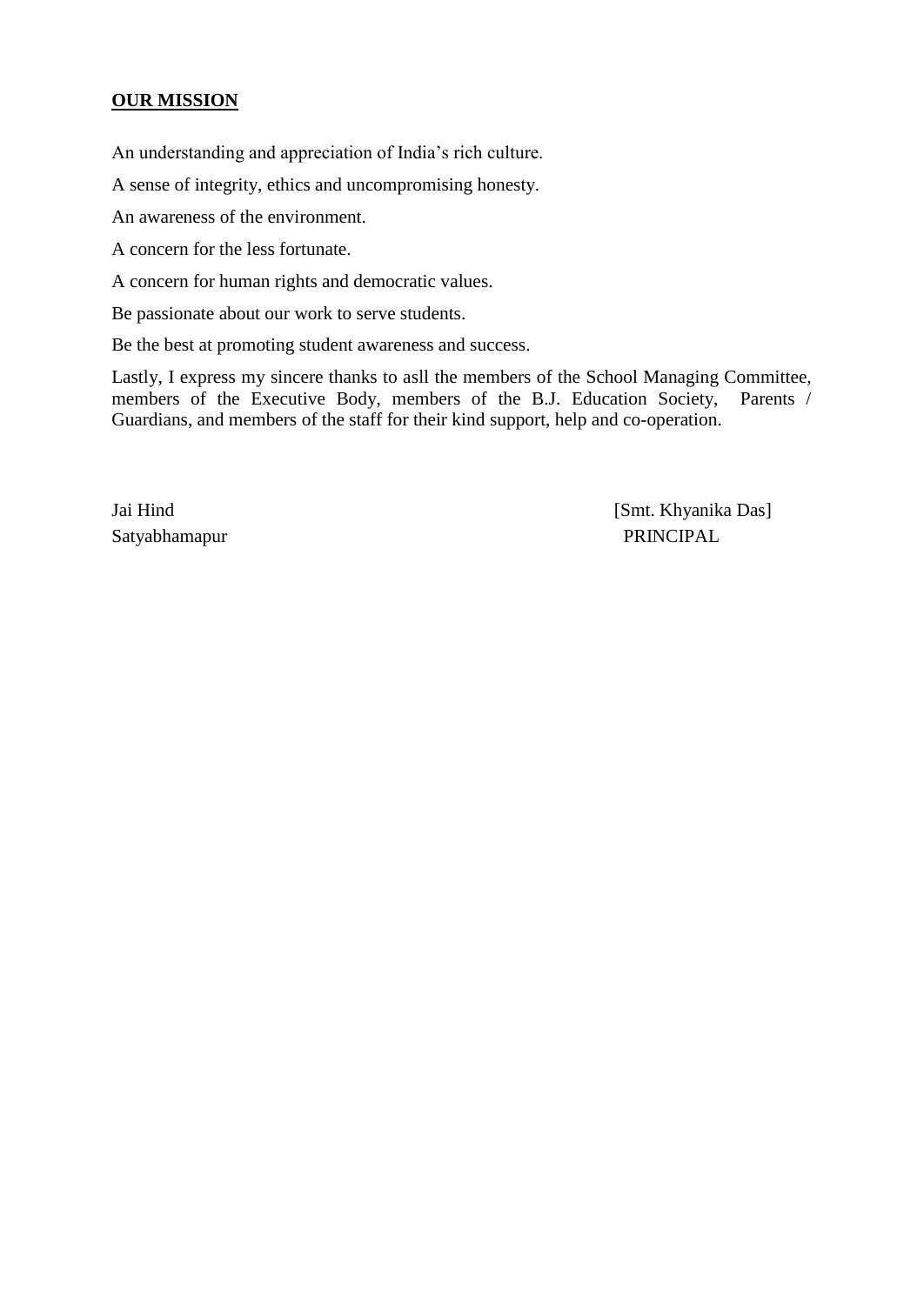**OUR MISSION**

An understanding and appreciation of India's rich culture.

A sense of integrity, ethics and uncompromising honesty.

An awareness of the environment.

A concern for the less fortunate.

A concern for human rights and democratic values.

Be passionate about our work to serve students.

Be the best at promoting student awareness and success.

Lastly, I express my sincere thanks to asll the members of the School Managing Committee, members of the Executive Body, members of the B.J. Education Society, Parents / Guardians, and members of the staff for their kind support, help and co-operation.

Jai Hind
Satyabhamapur

[Smt. Khyanika Das]
PRINCIPAL